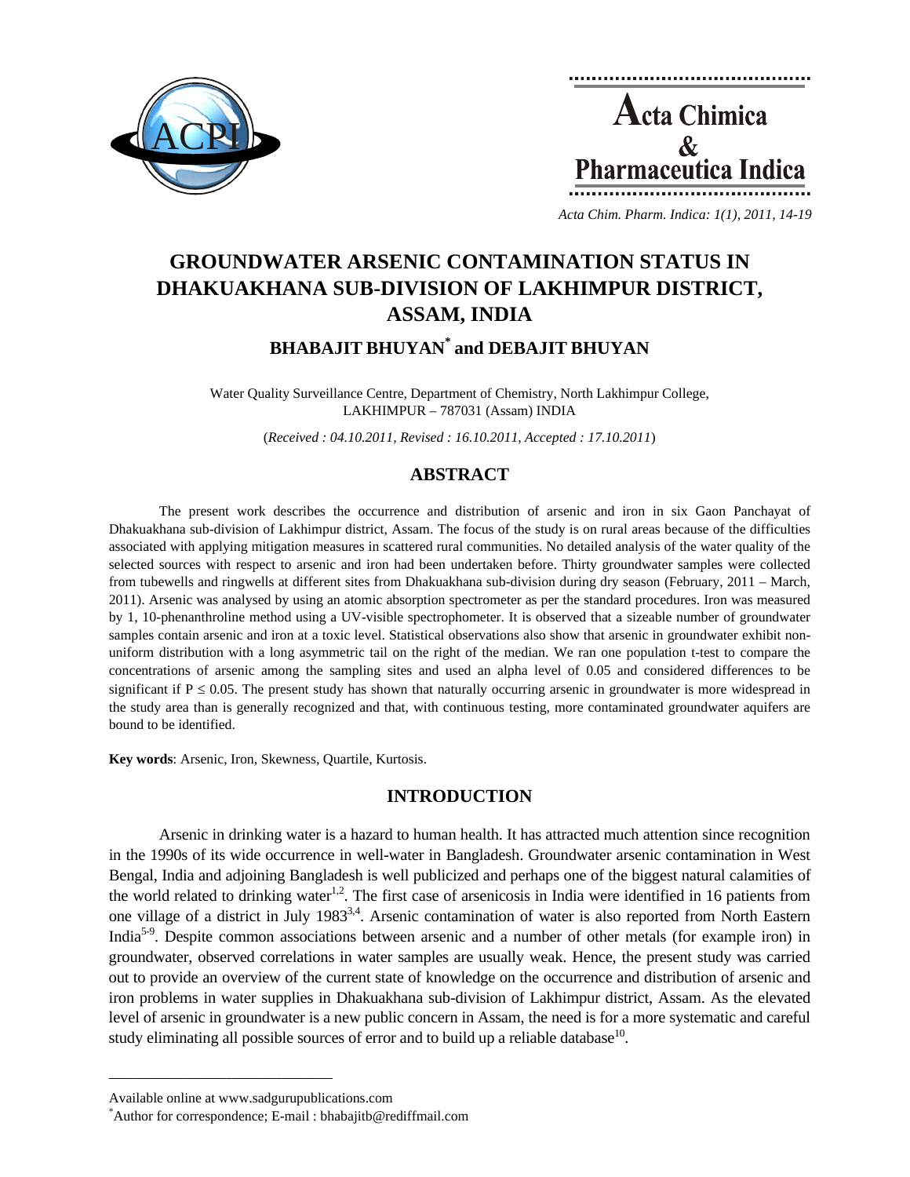# GROUNDWATER ARSENIC CONTAMINATION STATUS IN DHAKUAKHANA SUB-DIVISION OF LAKHIMPUR DISTRICT, ASSAM, INDIA

## BHABAJIT BHUYAN* and DEBAJIT BHUYAN

Water Quality Surveillance Centre, Department of Chemistry, North Lakhimpur College, LAKHIMPUR – 787031 (Assam) INDIA

(*Received : 04.10.2011, Revised : 16.10.2011, Accepted : 17.10.2011*)

## ABSTRACT

The present work describes the occurrence and distribution of arsenic and iron in six Gaon Panchayat of Dhakuakhana sub-division of Lakhimpur district, Assam. The focus of the study is on rural areas because of the difficulties associated with applying mitigation measures in scattered rural communities. No detailed analysis of the water quality of the selected sources with respect to arsenic and iron had been undertaken before. Thirty groundwater samples were collected from tubewells and ringwells at different sites from Dhakuakhana sub-division during dry season (February, 2011 – March, 2011). Arsenic was analysed by using an atomic absorption spectrometer as per the standard procedures. Iron was measured by 1, 10-phenanthroline method using a UV-visible spectrophotometer. It is observed that a sizeable number of groundwater samples contain arsenic and iron at a toxic level. Statistical observations also show that arsenic in groundwater exhibit non-uniform distribution with a long asymmetric tail on the right of the median. We ran one population t-test to compare the concentrations of arsenic among the sampling sites and used an alpha level of 0.05 and considered differences to be significant if $P \leq 0.05$. The present study has shown that naturally occurring arsenic in groundwater is more widespread in the study area than is generally recognized and that, with continuous testing, more contaminated groundwater aquifers are bound to be identified.

**Key words**: Arsenic, Iron, Skewness, Quartile, Kurtosis.

## INTRODUCTION

Arsenic in drinking water is a hazard to human health. It has attracted much attention since recognition in the 1990s of its wide occurrence in well-water in Bangladesh. Groundwater arsenic contamination in West Bengal, India and adjoining Bangladesh is well publicized and perhaps one of the biggest natural calamities of the world related to drinking water[1,2]. The first case of arsenicosis in India were identified in 16 patients from one village of a district in July 1983[3,4]. Arsenic contamination of water is also reported from North Eastern India[5-9]. Despite common associations between arsenic and a number of other metals (for example iron) in groundwater, observed correlations in water samples are usually weak. Hence, the present study was carried out to provide an overview of the current state of knowledge on the occurrence and distribution of arsenic and iron problems in water supplies in Dhakuakhana sub-division of Lakhimpur district, Assam. As the elevated level of arsenic in groundwater is a new public concern in Assam, the need is for a more systematic and careful study eliminating all possible sources of error and to build up a reliable database[10].

---

Available online at www.sadgurupublications.com

*Author for correspondence; E-mail : bhabajitb@rediffmail.com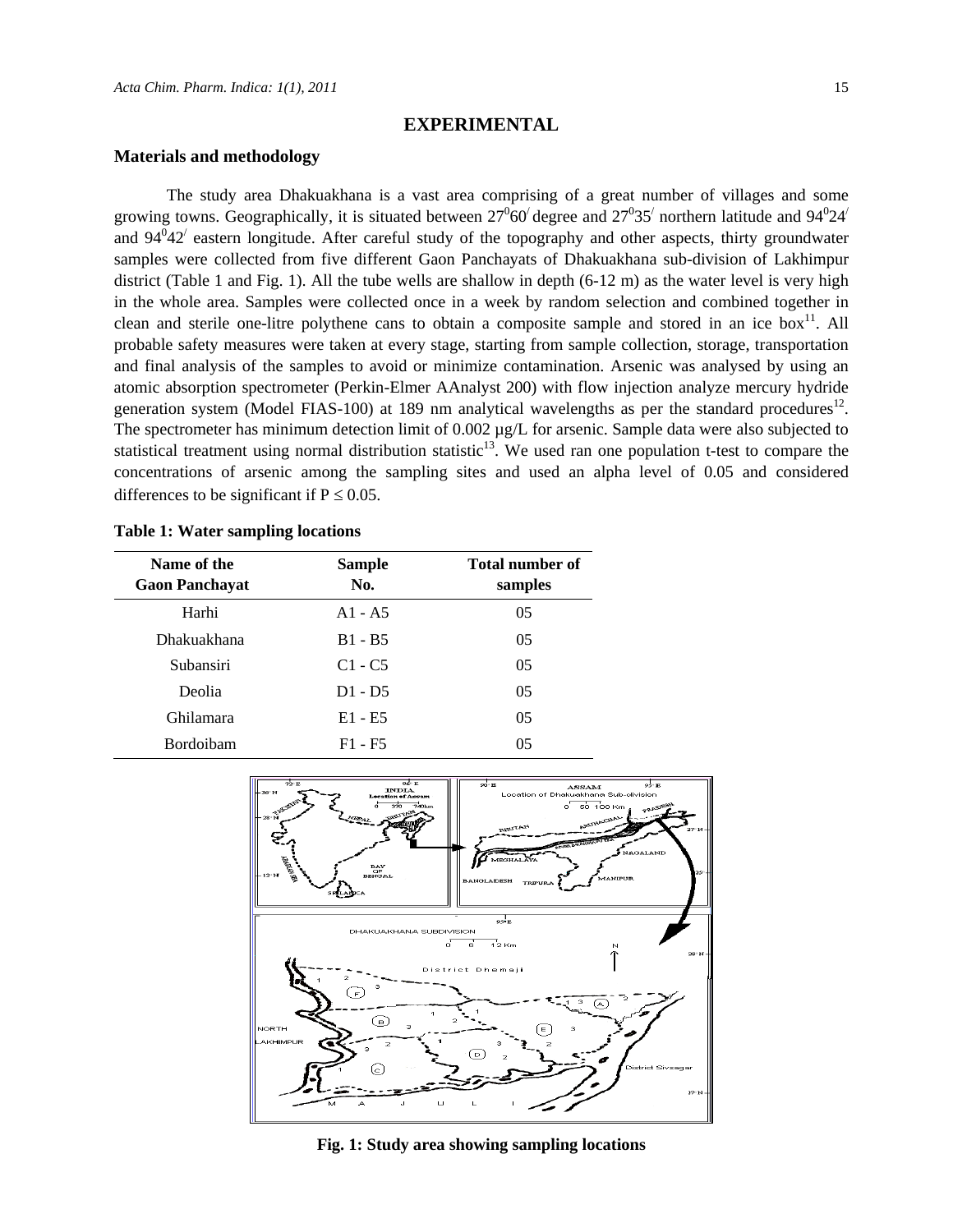## EXPERIMENTAL

### Materials and methodology

The study area Dhakuakhana is a vast area comprising of a great number of villages and some growing towns. Geographically, it is situated between $27^0 60^/$ degree and $27^0 35^/$ northern latitude and $94^0 24^/$ and $94^0 42^/$ eastern longitude. After careful study of the topography and other aspects, thirty groundwater samples were collected from five different Gaon Panchayats of Dhakuakhana sub-division of Lakhimpur district (Table 1 and Fig. 1). All the tube wells are shallow in depth (6-12 m) as the water level is very high in the whole area. Samples were collected once in a week by random selection and combined together in clean and sterile one-litre polythene cans to obtain a composite sample and stored in an ice box[11]. All probable safety measures were taken at every stage, starting from sample collection, storage, transportation and final analysis of the samples to avoid or minimize contamination. Arsenic was analysed by using an atomic absorption spectrometer (Perkin-Elmer AAnalyst 200) with flow injection analyze mercury hydride generation system (Model FIAS-100) at 189 nm analytical wavelengths as per the standard procedures[12]. The spectrometer has minimum detection limit of 0.002 µg/L for arsenic. Sample data were also subjected to statistical treatment using normal distribution statistic[13]. We used ran one population t-test to compare the concentrations of arsenic among the sampling sites and used an alpha level of 0.05 and considered differences to be significant if $P \leq 0.05$.

**Table 1: Water sampling locations**

| Name of the Gaon Panchayat | Sample No. | Total number of samples |
|---|---|---|
| Harhi | A1 - A5 | 05 |
| Dhakuakhana | B1 - B5 | 05 |
| Subansiri | C1 - C5 | 05 |
| Deolia | D1 - D5 | 05 |
| Ghilamara | E1 - E5 | 05 |
| Bordoibam | F1 - F5 | 05 |

**Fig. 1: Study area showing sampling locations**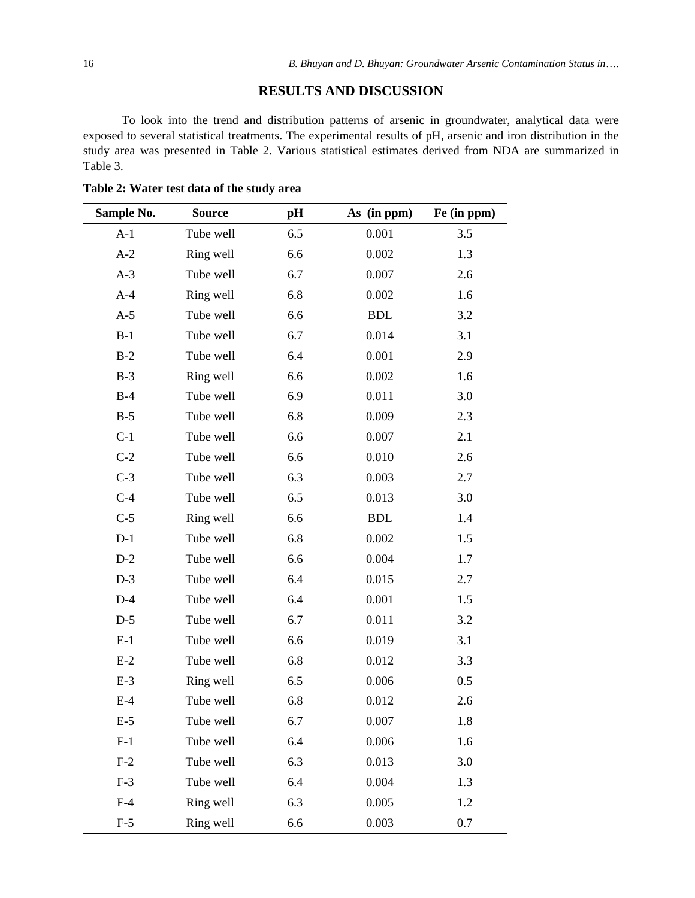## RESULTS AND DISCUSSION

To look into the trend and distribution patterns of arsenic in groundwater, analytical data were exposed to several statistical treatments. The experimental results of pH, arsenic and iron distribution in the study area was presented in Table 2. Various statistical estimates derived from NDA are summarized in Table 3.

**Table 2: Water test data of the study area**

| Sample No. | Source | pH | As (in ppm) | Fe (in ppm) |
|---|---|---|---|---|
| A-1 | Tube well | 6.5 | 0.001 | 3.5 |
| A-2 | Ring well | 6.6 | 0.002 | 1.3 |
| A-3 | Tube well | 6.7 | 0.007 | 2.6 |
| A-4 | Ring well | 6.8 | 0.002 | 1.6 |
| A-5 | Tube well | 6.6 | BDL | 3.2 |
| B-1 | Tube well | 6.7 | 0.014 | 3.1 |
| B-2 | Tube well | 6.4 | 0.001 | 2.9 |
| B-3 | Ring well | 6.6 | 0.002 | 1.6 |
| B-4 | Tube well | 6.9 | 0.011 | 3.0 |
| B-5 | Tube well | 6.8 | 0.009 | 2.3 |
| C-1 | Tube well | 6.6 | 0.007 | 2.1 |
| C-2 | Tube well | 6.6 | 0.010 | 2.6 |
| C-3 | Tube well | 6.3 | 0.003 | 2.7 |
| C-4 | Tube well | 6.5 | 0.013 | 3.0 |
| C-5 | Ring well | 6.6 | BDL | 1.4 |
| D-1 | Tube well | 6.8 | 0.002 | 1.5 |
| D-2 | Tube well | 6.6 | 0.004 | 1.7 |
| D-3 | Tube well | 6.4 | 0.015 | 2.7 |
| D-4 | Tube well | 6.4 | 0.001 | 1.5 |
| D-5 | Tube well | 6.7 | 0.011 | 3.2 |
| E-1 | Tube well | 6.6 | 0.019 | 3.1 |
| E-2 | Tube well | 6.8 | 0.012 | 3.3 |
| E-3 | Ring well | 6.5 | 0.006 | 0.5 |
| E-4 | Tube well | 6.8 | 0.012 | 2.6 |
| E-5 | Tube well | 6.7 | 0.007 | 1.8 |
| F-1 | Tube well | 6.4 | 0.006 | 1.6 |
| F-2 | Tube well | 6.3 | 0.013 | 3.0 |
| F-3 | Tube well | 6.4 | 0.004 | 1.3 |
| F-4 | Ring well | 6.3 | 0.005 | 1.2 |
| F-5 | Ring well | 6.6 | 0.003 | 0.7 |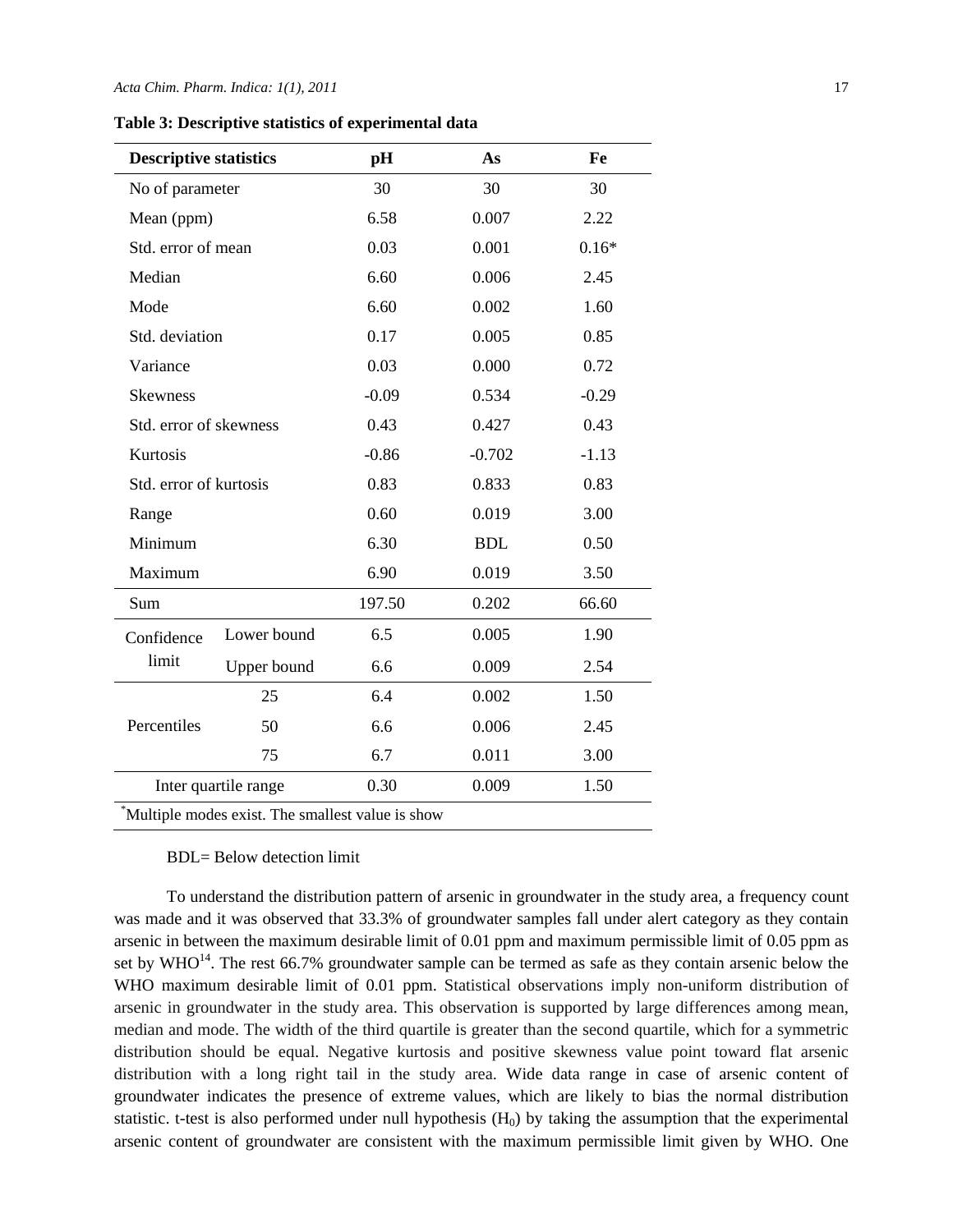**Table 3: Descriptive statistics of experimental data**

| Descriptive statistics | | pH | As | Fe |
|---|---|---|---|---|
| No of parameter | | 30 | 30 | 30 |
| Mean (ppm) | | 6.58 | 0.007 | 2.22 |
| Std. error of mean | | 0.03 | 0.001 | 0.16* |
| Median | | 6.60 | 0.006 | 2.45 |
| Mode | | 6.60 | 0.002 | 1.60 |
| Std. deviation | | 0.17 | 0.005 | 0.85 |
| Variance | | 0.03 | 0.000 | 0.72 |
| Skewness | | -0.09 | 0.534 | -0.29 |
| Std. error of skewness | | 0.43 | 0.427 | 0.43 |
| Kurtosis | | -0.86 | -0.702 | -1.13 |
| Std. error of kurtosis | | 0.83 | 0.833 | 0.83 |
| Range | | 0.60 | 0.019 | 3.00 |
| Minimum | | 6.30 | BDL | 0.50 |
| Maximum | | 6.90 | 0.019 | 3.50 |
| Sum | | 197.50 | 0.202 | 66.60 |
| Confidence limit | Lower bound | 6.5 | 0.005 | 1.90 |
| | Upper bound | 6.6 | 0.009 | 2.54 |
| Percentiles | 25 | 6.4 | 0.002 | 1.50 |
| | 50 | 6.6 | 0.006 | 2.45 |
| | 75 | 6.7 | 0.011 | 3.00 |
| Inter quartile range | | 0.30 | 0.009 | 1.50 |

*Multiple modes exist. The smallest value is show

BDL= Below detection limit

To understand the distribution pattern of arsenic in groundwater in the study area, a frequency count was made and it was observed that 33.3% of groundwater samples fall under alert category as they contain arsenic in between the maximum desirable limit of 0.01 ppm and maximum permissible limit of 0.05 ppm as set by WHO[14]. The rest 66.7% groundwater sample can be termed as safe as they contain arsenic below the WHO maximum desirable limit of 0.01 ppm. Statistical observations imply non-uniform distribution of arsenic in groundwater in the study area. This observation is supported by large differences among mean, median and mode. The width of the third quartile is greater than the second quartile, which for a symmetric distribution should be equal. Negative kurtosis and positive skewness value point toward flat arsenic distribution with a long right tail in the study area. Wide data range in case of arsenic content of groundwater indicates the presence of extreme values, which are likely to bias the normal distribution statistic. t-test is also performed under null hypothesis ($H_0$) by taking the assumption that the experimental arsenic content of groundwater are consistent with the maximum permissible limit given by WHO. One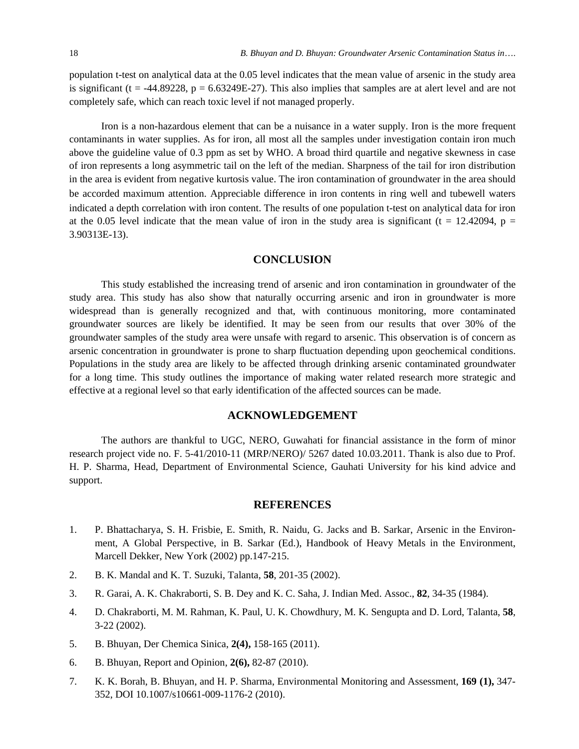population t-test on analytical data at the 0.05 level indicates that the mean value of arsenic in the study area is significant (t = -44.89228, p = 6.63249E-27). This also implies that samples are at alert level and are not completely safe, which can reach toxic level if not managed properly.

Iron is a non-hazardous element that can be a nuisance in a water supply. Iron is the more frequent contaminants in water supplies. As for iron, all most all the samples under investigation contain iron much above the guideline value of 0.3 ppm as set by WHO. A broad third quartile and negative skewness in case of iron represents a long asymmetric tail on the left of the median. Sharpness of the tail for iron distribution in the area is evident from negative kurtosis value. The iron contamination of groundwater in the area should be accorded maximum attention. Appreciable difference in iron contents in ring well and tubewell waters indicated a depth correlation with iron content. The results of one population t-test on analytical data for iron at the 0.05 level indicate that the mean value of iron in the study area is significant (t = 12.42094, p = 3.90313E-13).

## CONCLUSION

This study established the increasing trend of arsenic and iron contamination in groundwater of the study area. This study has also show that naturally occurring arsenic and iron in groundwater is more widespread than is generally recognized and that, with continuous monitoring, more contaminated groundwater sources are likely be identified. It may be seen from our results that over 30% of the groundwater samples of the study area were unsafe with regard to arsenic. This observation is of concern as arsenic concentration in groundwater is prone to sharp fluctuation depending upon geochemical conditions. Populations in the study area are likely to be affected through drinking arsenic contaminated groundwater for a long time. This study outlines the importance of making water related research more strategic and effective at a regional level so that early identification of the affected sources can be made.

## ACKNOWLEDGEMENT

The authors are thankful to UGC, NERO, Guwahati for financial assistance in the form of minor research project vide no. F. 5-41/2010-11 (MRP/NERO)/ 5267 dated 10.03.2011. Thank is also due to Prof. H. P. Sharma, Head, Department of Environmental Science, Gauhati University for his kind advice and support.

## REFERENCES

1. P. Bhattacharya, S. H. Frisbie, E. Smith, R. Naidu, G. Jacks and B. Sarkar, Arsenic in the Environment, A Global Perspective, in B. Sarkar (Ed.), Handbook of Heavy Metals in the Environment, Marcell Dekker, New York (2002) pp.147-215.
2. B. K. Mandal and K. T. Suzuki, Talanta, **58**, 201-35 (2002).
3. R. Garai, A. K. Chakraborti, S. B. Dey and K. C. Saha, J. Indian Med. Assoc., **82**, 34-35 (1984).
4. D. Chakraborti, M. M. Rahman, K. Paul, U. K. Chowdhury, M. K. Sengupta and D. Lord, Talanta, **58**, 3-22 (2002).
5. B. Bhuyan, Der Chemica Sinica, **2(4),** 158-165 (2011).
6. B. Bhuyan, Report and Opinion, **2(6),** 82-87 (2010).
7. K. K. Borah, B. Bhuyan, and H. P. Sharma, Environmental Monitoring and Assessment, **169 (1),** 347-352, DOI 10.1007/s10661-009-1176-2 (2010).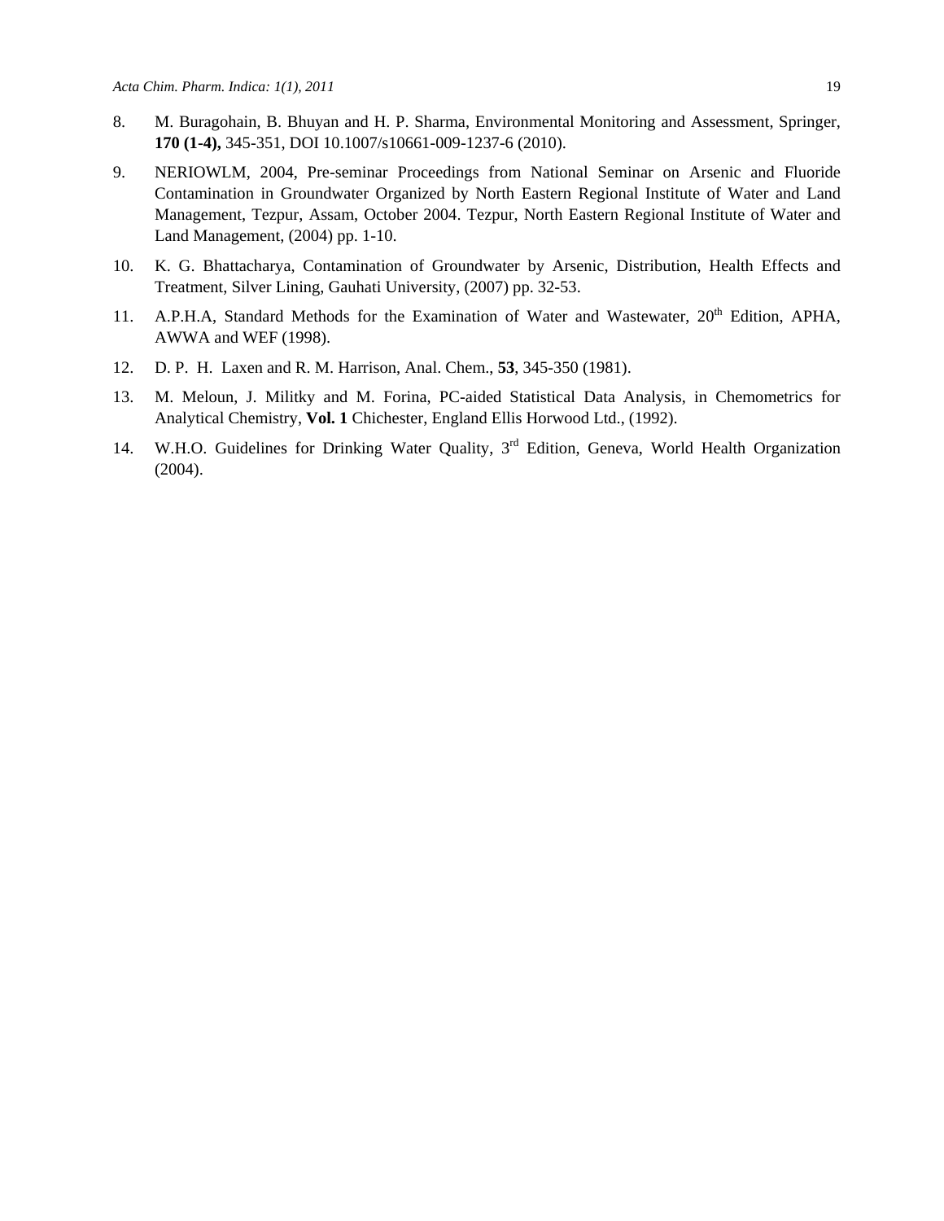8. M. Buragohain, B. Bhuyan and H. P. Sharma, Environmental Monitoring and Assessment, Springer, **170 (1-4),** 345-351, DOI 10.1007/s10661-009-1237-6 (2010).

9. NERIOWLM, 2004, Pre-seminar Proceedings from National Seminar on Arsenic and Fluoride Contamination in Groundwater Organized by North Eastern Regional Institute of Water and Land Management, Tezpur, Assam, October 2004. Tezpur, North Eastern Regional Institute of Water and Land Management, (2004) pp. 1-10.

10. K. G. Bhattacharya, Contamination of Groundwater by Arsenic, Distribution, Health Effects and Treatment, Silver Lining, Gauhati University, (2007) pp. 32-53.

11. A.P.H.A, Standard Methods for the Examination of Water and Wastewater, 20th Edition, APHA, AWWA and WEF (1998).

12. D. P. H. Laxen and R. M. Harrison, Anal. Chem., **53**, 345-350 (1981).

13. M. Meloun, J. Militky and M. Forina, PC-aided Statistical Data Analysis, in Chemometrics for Analytical Chemistry, **Vol. 1** Chichester, England Ellis Horwood Ltd., (1992).

14. W.H.O. Guidelines for Drinking Water Quality, 3rd Edition, Geneva, World Health Organization (2004).